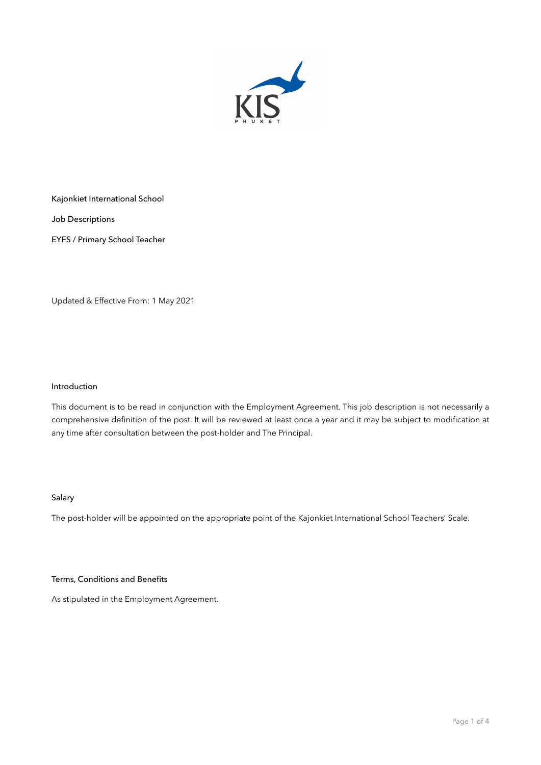Kajonkiet International School

Job Descriptions

EYFS / Primary School Teacher

Updated & Effective From: 1 May 2021

## Introduction

This document is to be read in conjunction with the Employment Agreement. This job description is not necessarily a comprehensive definition of the post. It will be reviewed at least once a year and it may be subject to modification at any time after consultation between the post-holder and The Principal.

## Salary

The post-holder will be appointed on the appropriate point of the Kajonkiet International School Teachers' Scale.

## Terms, Conditions and Benefits

As stipulated in the Employment Agreement.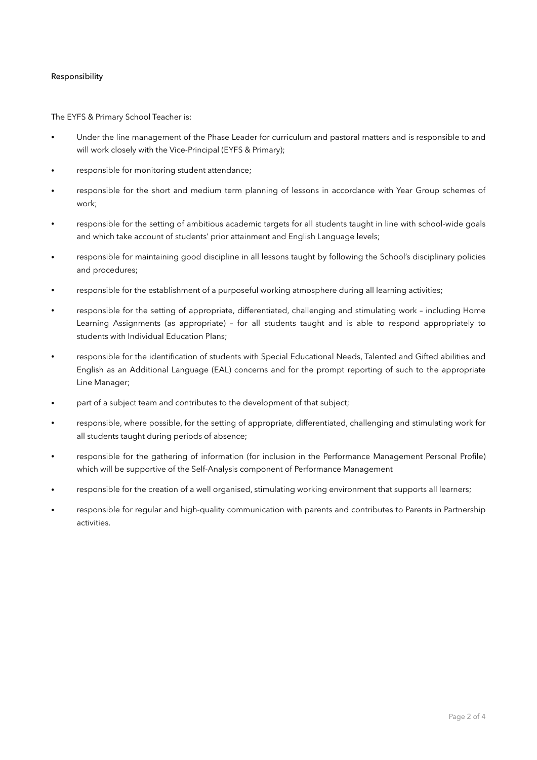## Responsibility

The EYFS & Primary School Teacher is:

- Under the line management of the Phase Leader for curriculum and pastoral matters and is responsible to and will work closely with the Vice-Principal (EYFS & Primary);
- responsible for monitoring student attendance;
- responsible for the short and medium term planning of lessons in accordance with Year Group schemes of work;
- responsible for the setting of ambitious academic targets for all students taught in line with school-wide goals and which take account of students' prior attainment and English Language levels;
- responsible for maintaining good discipline in all lessons taught by following the School's disciplinary policies and procedures;
- responsible for the establishment of a purposeful working atmosphere during all learning activities;
- responsible for the setting of appropriate, differentiated, challenging and stimulating work – including Home Learning Assignments (as appropriate) – for all students taught and is able to respond appropriately to students with Individual Education Plans;
- responsible for the identification of students with Special Educational Needs, Talented and Gifted abilities and English as an Additional Language (EAL) concerns and for the prompt reporting of such to the appropriate Line Manager;
- part of a subject team and contributes to the development of that subject;
- responsible, where possible, for the setting of appropriate, differentiated, challenging and stimulating work for all students taught during periods of absence;
- responsible for the gathering of information (for inclusion in the Performance Management Personal Profile) which will be supportive of the Self-Analysis component of Performance Management
- responsible for the creation of a well organised, stimulating working environment that supports all learners;
- responsible for regular and high-quality communication with parents and contributes to Parents in Partnership activities.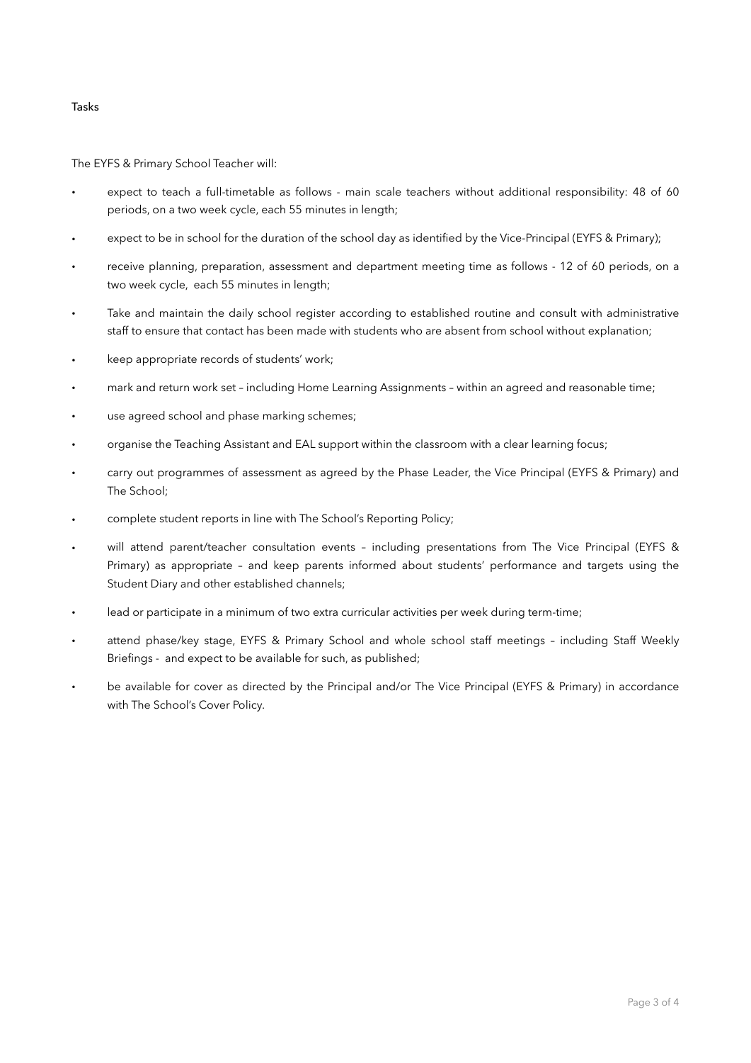## Tasks

The EYFS & Primary School Teacher will:

- expect to teach a full-timetable as follows - main scale teachers without additional responsibility: 48 of 60 periods, on a two week cycle, each 55 minutes in length;
- expect to be in school for the duration of the school day as identified by the Vice-Principal (EYFS & Primary);
- receive planning, preparation, assessment and department meeting time as follows - 12 of 60 periods, on a two week cycle, each 55 minutes in length;
- Take and maintain the daily school register according to established routine and consult with administrative staff to ensure that contact has been made with students who are absent from school without explanation;
- keep appropriate records of students' work;
- mark and return work set – including Home Learning Assignments – within an agreed and reasonable time;
- use agreed school and phase marking schemes;
- organise the Teaching Assistant and EAL support within the classroom with a clear learning focus;
- carry out programmes of assessment as agreed by the Phase Leader, the Vice Principal (EYFS & Primary) and The School;
- complete student reports in line with The School's Reporting Policy;
- will attend parent/teacher consultation events – including presentations from The Vice Principal (EYFS & Primary) as appropriate – and keep parents informed about students' performance and targets using the Student Diary and other established channels;
- lead or participate in a minimum of two extra curricular activities per week during term-time;
- attend phase/key stage, EYFS & Primary School and whole school staff meetings – including Staff Weekly Briefings - and expect to be available for such, as published;
- be available for cover as directed by the Principal and/or The Vice Principal (EYFS & Primary) in accordance with The School's Cover Policy.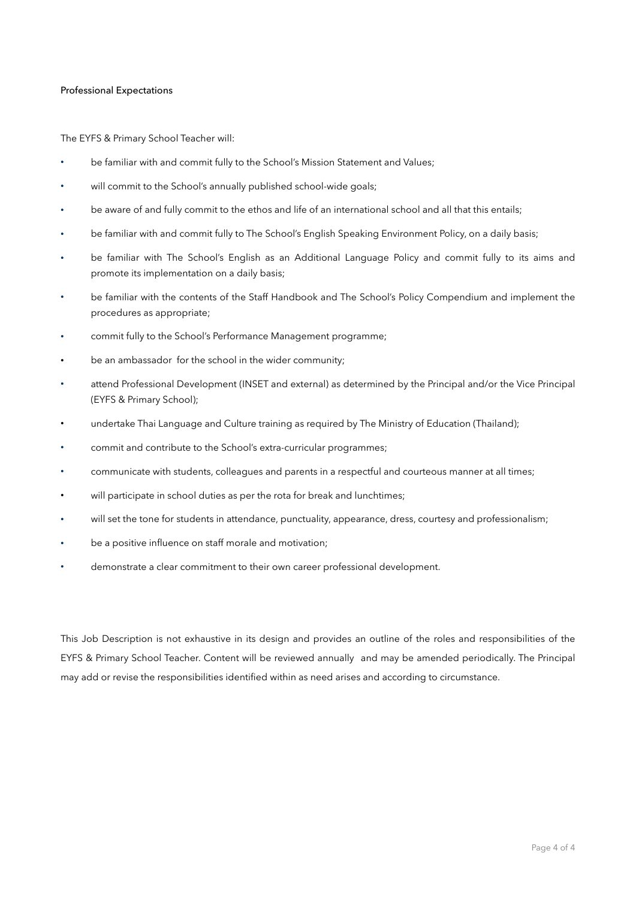## Professional Expectations

The EYFS & Primary School Teacher will:

- be familiar with and commit fully to the School's Mission Statement and Values;
- will commit to the School's annually published school-wide goals;
- be aware of and fully commit to the ethos and life of an international school and all that this entails;
- be familiar with and commit fully to The School's English Speaking Environment Policy, on a daily basis;
- be familiar with The School's English as an Additional Language Policy and commit fully to its aims and promote its implementation on a daily basis;
- be familiar with the contents of the Staff Handbook and The School's Policy Compendium and implement the procedures as appropriate;
- commit fully to the School's Performance Management programme;
- be an ambassador for the school in the wider community;
- attend Professional Development (INSET and external) as determined by the Principal and/or the Vice Principal (EYFS & Primary School);
- undertake Thai Language and Culture training as required by The Ministry of Education (Thailand);
- commit and contribute to the School's extra-curricular programmes;
- communicate with students, colleagues and parents in a respectful and courteous manner at all times;
- will participate in school duties as per the rota for break and lunchtimes;
- will set the tone for students in attendance, punctuality, appearance, dress, courtesy and professionalism;
- be a positive influence on staff morale and motivation;
- demonstrate a clear commitment to their own career professional development.

This Job Description is not exhaustive in its design and provides an outline of the roles and responsibilities of the EYFS & Primary School Teacher. Content will be reviewed annually and may be amended periodically. The Principal may add or revise the responsibilities identified within as need arises and according to circumstance.